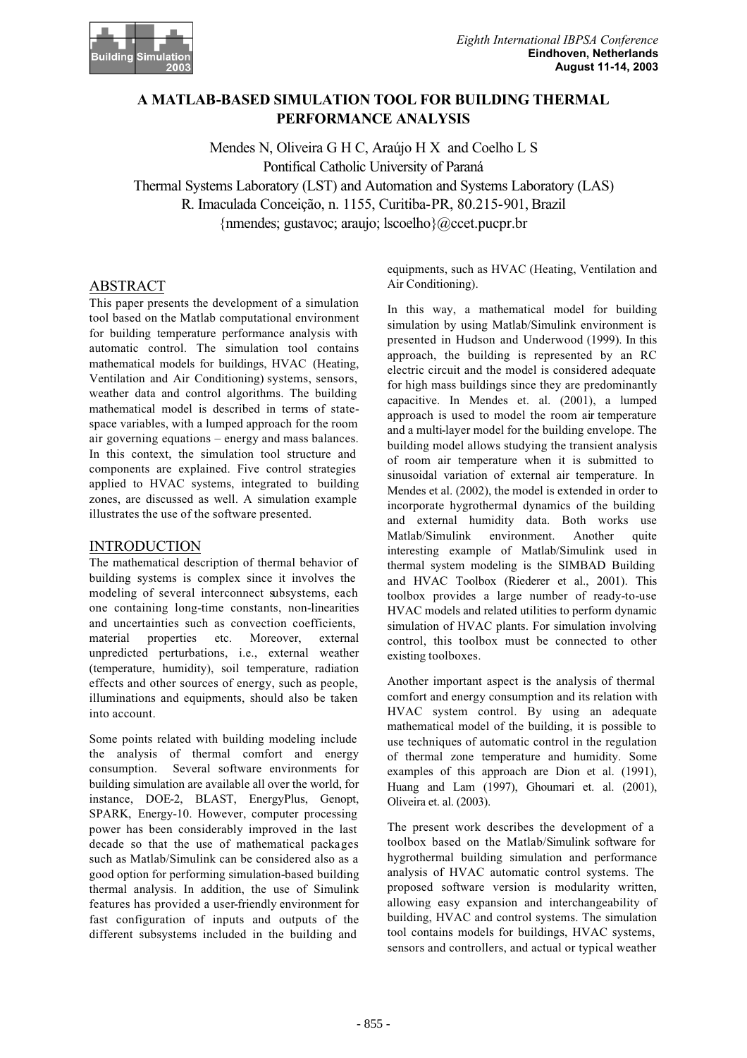# A MATLAB-BASED SIMULATION TOOL FOR BUILDING THERMAL PERFORMANCE ANALYSIS

Mendes N, Oliveira G H C, Araújo H X and Coelho L S
Pontifical Catholic University of Paraná
Thermal Systems Laboratory (LST) and Automation and Systems Laboratory (LAS)
R. Imaculada Conceição, n. 1155, Curitiba-PR, 80.215-901, Brazil
{nmendes; gustavoc; araujo; lscoelho}@ccet.pucpr.br

## ABSTRACT

This paper presents the development of a simulation tool based on the Matlab computational environment for building temperature performance analysis with automatic control. The simulation tool contains mathematical models for buildings, HVAC (Heating, Ventilation and Air Conditioning) systems, sensors, weather data and control algorithms. The building mathematical model is described in terms of state-space variables, with a lumped approach for the room air governing equations – energy and mass balances. In this context, the simulation tool structure and components are explained. Five control strategies applied to HVAC systems, integrated to building zones, are discussed as well. A simulation example illustrates the use of the software presented.

## INTRODUCTION

The mathematical description of thermal behavior of building systems is complex since it involves the modeling of several interconnect subsystems, each one containing long-time constants, non-linearities and uncertainties such as convection coefficients, material properties etc. Moreover, external unpredicted perturbations, i.e., external weather (temperature, humidity), soil temperature, radiation effects and other sources of energy, such as people, illuminations and equipments, should also be taken into account.

Some points related with building modeling include the analysis of thermal comfort and energy consumption. Several software environments for building simulation are available all over the world, for instance, DOE-2, BLAST, EnergyPlus, Genopt, SPARK, Energy-10. However, computer processing power has been considerably improved in the last decade so that the use of mathematical packages such as Matlab/Simulink can be considered also as a good option for performing simulation-based building thermal analysis. In addition, the use of Simulink features has provided a user-friendly environment for fast configuration of inputs and outputs of the different subsystems included in the building and equipments, such as HVAC (Heating, Ventilation and Air Conditioning).

In this way, a mathematical model for building simulation by using Matlab/Simulink environment is presented in Hudson and Underwood (1999). In this approach, the building is represented by an RC electric circuit and the model is considered adequate for high mass buildings since they are predominantly capacitive. In Mendes et. al. (2001), a lumped approach is used to model the room air temperature and a multi-layer model for the building envelope. The building model allows studying the transient analysis of room air temperature when it is submitted to sinusoidal variation of external air temperature. In Mendes et al. (2002), the model is extended in order to incorporate hygrothermal dynamics of the building and external humidity data. Both works use Matlab/Simulink environment. Another quite interesting example of Matlab/Simulink used in thermal system modeling is the SIMBAD Building and HVAC Toolbox (Riederer et al., 2001). This toolbox provides a large number of ready-to-use HVAC models and related utilities to perform dynamic simulation of HVAC plants. For simulation involving control, this toolbox must be connected to other existing toolboxes.

Another important aspect is the analysis of thermal comfort and energy consumption and its relation with HVAC system control. By using an adequate mathematical model of the building, it is possible to use techniques of automatic control in the regulation of thermal zone temperature and humidity. Some examples of this approach are Dion et al. (1991), Huang and Lam (1997), Ghoumari et. al. (2001), Oliveira et. al. (2003).

The present work describes the development of a toolbox based on the Matlab/Simulink software for hygrothermal building simulation and performance analysis of HVAC automatic control systems. The proposed software version is modularity written, allowing easy expansion and interchangeability of building, HVAC and control systems. The simulation tool contains models for buildings, HVAC systems, sensors and controllers, and actual or typical weather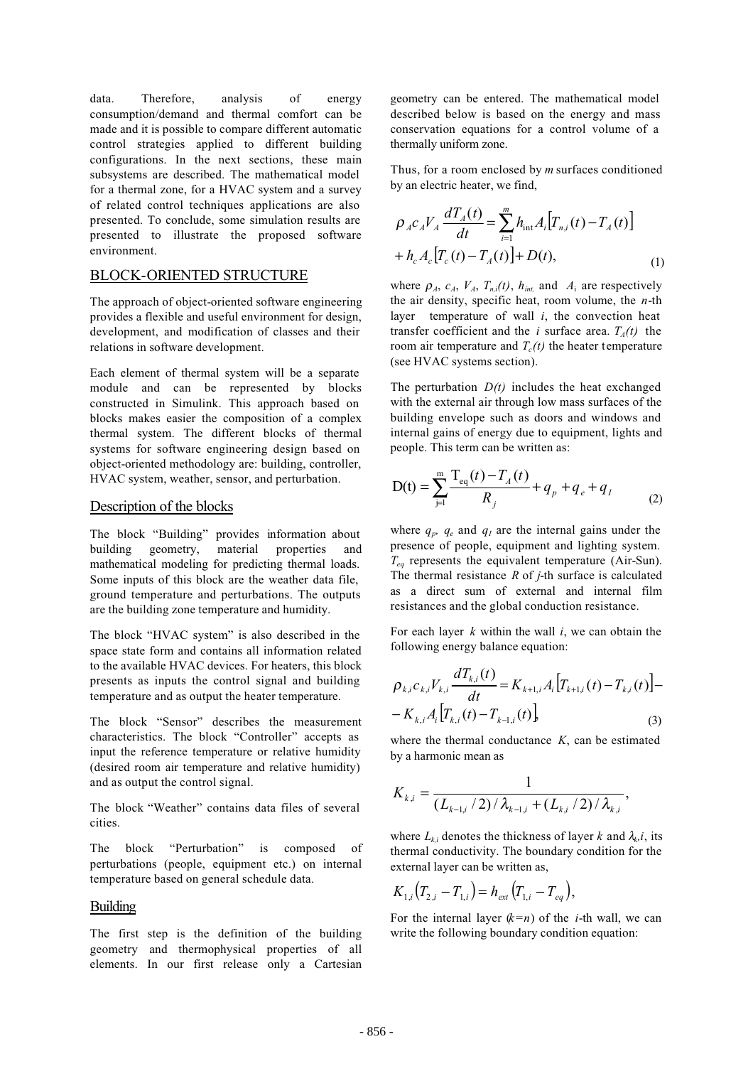data. Therefore, analysis of energy consumption/demand and thermal comfort can be made and it is possible to compare different automatic control strategies applied to different building configurations. In the next sections, these main subsystems are described. The mathematical model for a thermal zone, for a HVAC system and a survey of related control techniques applications are also presented. To conclude, some simulation results are presented to illustrate the proposed software environment.

## BLOCK-ORIENTED STRUCTURE

The approach of object-oriented software engineering provides a flexible and useful environment for design, development, and modification of classes and their relations in software development.

Each element of thermal system will be a separate module and can be represented by blocks constructed in Simulink. This approach based on blocks makes easier the composition of a complex thermal system. The different blocks of thermal systems for software engineering design based on object-oriented methodology are: building, controller, HVAC system, weather, sensor, and perturbation.

### Description of the blocks

The block "Building" provides information about building geometry, material properties and mathematical modeling for predicting thermal loads. Some inputs of this block are the weather data file, ground temperature and perturbations. The outputs are the building zone temperature and humidity.

The block "HVAC system" is also described in the space state form and contains all information related to the available HVAC devices. For heaters, this block presents as inputs the control signal and building temperature and as output the heater temperature.

The block "Sensor" describes the measurement characteristics. The block "Controller" accepts as input the reference temperature or relative humidity (desired room air temperature and relative humidity) and as output the control signal.

The block "Weather" contains data files of several cities.

The block "Perturbation" is composed of perturbations (people, equipment etc.) on internal temperature based on general schedule data.

### Building

The first step is the definition of the building geometry and thermophysical properties of all elements. In our first release only a Cartesian geometry can be entered. The mathematical model described below is based on the energy and mass conservation equations for a control volume of a thermally uniform zone.

Thus, for a room enclosed by $m$ surfaces conditioned by an electric heater, we find,

$$\rho_A c_A V_A \frac{dT_A(t)}{dt} = \sum_{i=1}^{m} h_{\text{int}} A_i \left[T_{n,i}(t) - T_A(t)\right] + h_c A_c \left[T_c(t) - T_A(t)\right] + D(t), \tag{1}$$

where $\rho_A$, $c_A$, $V_A$, $T_{n,i}(t)$, $h_{int.}$ and $A_i$ are respectively the air density, specific heat, room volume, the $n$-th layer temperature of wall $i$, the convection heat transfer coefficient and the $i$ surface area. $T_A(t)$ the room air temperature and $T_c(t)$ the heater temperature (see HVAC systems section).

The perturbation $D(t)$ includes the heat exchanged with the external air through low mass surfaces of the building envelope such as doors and windows and internal gains of energy due to equipment, lights and people. This term can be written as:

$$\mathrm{D(t)} = \sum_{j=1}^{m} \frac{\mathrm{T_{eq}}(t) - T_A(t)}{R_j} + q_p + q_e + q_I \tag{2}$$

where $q_p$, $q_e$ and $q_I$ are the internal gains under the presence of people, equipment and lighting system. $T_{eq}$ represents the equivalent temperature (Air-Sun). The thermal resistance $R$ of $j$-th surface is calculated as a direct sum of external and internal film resistances and the global conduction resistance.

For each layer $k$ within the wall $i$, we can obtain the following energy balance equation:

$$\rho_{k,i} c_{k,i} V_{k,i} \frac{dT_{k,i}(t)}{dt} = K_{k+1,i} A_i \left[T_{k+1,i}(t) - T_{k,i}(t)\right] - K_{k,i} A_i \left[T_{k,i}(t) - T_{k-1,i}(t)\right], \tag{3}$$

where the thermal conductance $K$, can be estimated by a harmonic mean as

$$K_{k,i} = \frac{1}{(L_{k-1,i}/2)/\lambda_{k-1,i} + (L_{k,i}/2)/\lambda_{k,i}},$$

where $L_{k,i}$ denotes the thickness of layer $k$ and $\lambda_{k},i$, its thermal conductivity. The boundary condition for the external layer can be written as,

$$K_{1,i}\left(T_{2,i} - T_{1,i}\right) = h_{ext}\left(T_{1,i} - T_{eq}\right),$$

For the internal layer ($k=n$) of the $i$-th wall, we can write the following boundary condition equation: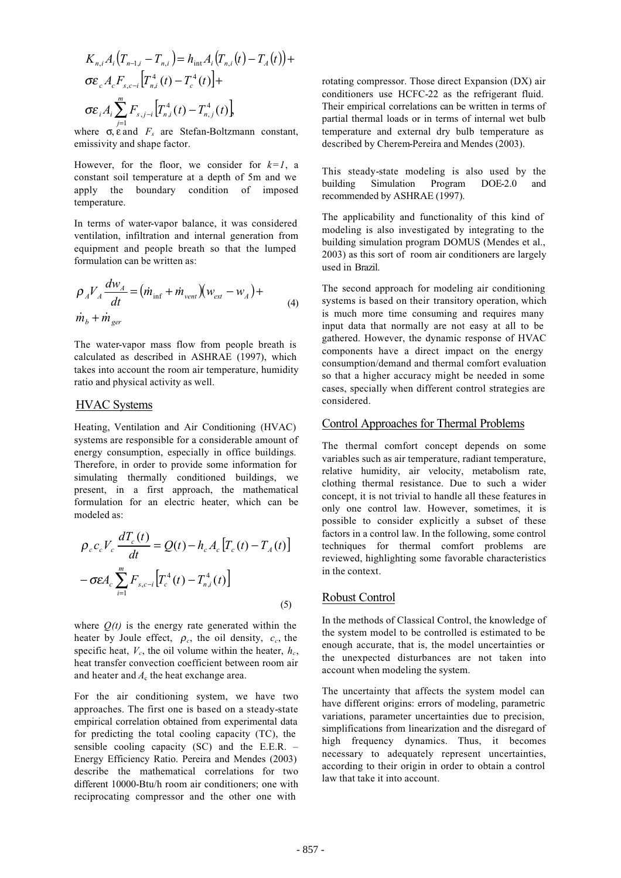$$K_{n,i}A_i\left(T_{n-1,i}-T_{n,i}\right)=h_{\text{int}}A_i\left(T_{n,i}(t)-T_A(t)\right)+$$
$$\sigma\varepsilon_c A_c F_{s,c-i}\left[T_{n,i}^4(t)-T_c^4(t)\right]+$$
$$\sigma\varepsilon_i A_i \sum_{j=1}^{m} F_{s,j-i}\left[T_{n,i}^4(t)-T_{n,j}^4(t)\right],$$

where $\sigma$, $\varepsilon$ and $F_s$ are Stefan-Boltzmann constant, emissivity and shape factor.

However, for the floor, we consider for $k=1$, a constant soil temperature at a depth of 5m and we apply the boundary condition of imposed temperature.

In terms of water-vapor balance, it was considered ventilation, infiltration and internal generation from equipment and people breath so that the lumped formulation can be written as:

$$\rho_A V_A \frac{dw_A}{dt}=\left(\dot{m}_{\inf}+\dot{m}_{vent}\right)\left(w_{ext}-w_A\right)+ \dot{m}_b+\dot{m}_{ger} \tag{4}$$

The water-vapor mass flow from people breath is calculated as described in ASHRAE (1997), which takes into account the room air temperature, humidity ratio and physical activity as well.

## HVAC Systems

Heating, Ventilation and Air Conditioning (HVAC) systems are responsible for a considerable amount of energy consumption, especially in office buildings. Therefore, in order to provide some information for simulating thermally conditioned buildings, we present, in a first approach, the mathematical formulation for an electric heater, which can be modeled as:

$$\rho_c c_c V_c \frac{dT_c(t)}{dt}=Q(t)-h_c A_c\left[T_c(t)-T_A(t)\right] -\sigma\varepsilon A_c \sum_{i=1}^{m} F_{s,c-i}\left[T_c^4(t)-T_{n,i}^4(t)\right] \tag{5}$$

where $Q(t)$ is the energy rate generated within the heater by Joule effect, $\rho_c$, the oil density, $c_c$, the specific heat, $V_c$, the oil volume within the heater, $h_c$, heat transfer convection coefficient between room air and heater and $A_c$ the heat exchange area.

For the air conditioning system, we have two approaches. The first one is based on a steady-state empirical correlation obtained from experimental data for predicting the total cooling capacity (TC), the sensible cooling capacity (SC) and the E.E.R. – Energy Efficiency Ratio. Pereira and Mendes (2003) describe the mathematical correlations for two different 10000-Btu/h room air conditioners; one with reciprocating compressor and the other one with rotating compressor. Those direct Expansion (DX) air conditioners use HCFC-22 as the refrigerant fluid. Their empirical correlations can be written in terms of partial thermal loads or in terms of internal wet bulb temperature and external dry bulb temperature as described by Cherem-Pereira and Mendes (2003).

This steady-state modeling is also used by the building Simulation Program DOE-2.0 and recommended by ASHRAE (1997).

The applicability and functionality of this kind of modeling is also investigated by integrating to the building simulation program DOMUS (Mendes et al., 2003) as this sort of room air conditioners are largely used in Brazil.

The second approach for modeling air conditioning systems is based on their transitory operation, which is much more time consuming and requires many input data that normally are not easy at all to be gathered. However, the dynamic response of HVAC components have a direct impact on the energy consumption/demand and thermal comfort evaluation so that a higher accuracy might be needed in some cases, specially when different control strategies are considered.

## Control Approaches for Thermal Problems

The thermal comfort concept depends on some variables such as air temperature, radiant temperature, relative humidity, air velocity, metabolism rate, clothing thermal resistance. Due to such a wider concept, it is not trivial to handle all these features in only one control law. However, sometimes, it is possible to consider explicitly a subset of these factors in a control law. In the following, some control techniques for thermal comfort problems are reviewed, highlighting some favorable characteristics in the context.

## Robust Control

In the methods of Classical Control, the knowledge of the system model to be controlled is estimated to be enough accurate, that is, the model uncertainties or the unexpected disturbances are not taken into account when modeling the system.

The uncertainty that affects the system model can have different origins: errors of modeling, parametric variations, parameter uncertainties due to precision, simplifications from linearization and the disregard of high frequency dynamics. Thus, it becomes necessary to adequately represent uncertainties, according to their origin in order to obtain a control law that take it into account.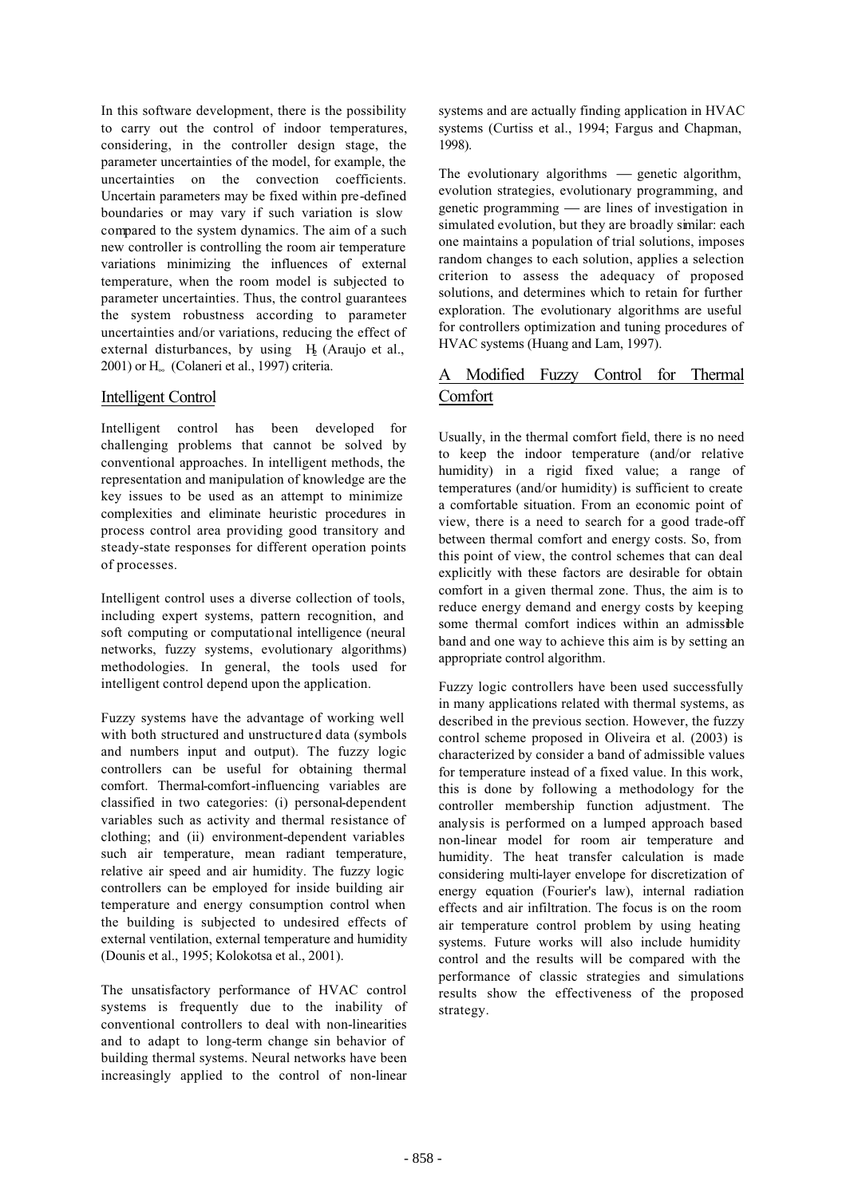In this software development, there is the possibility to carry out the control of indoor temperatures, considering, in the controller design stage, the parameter uncertainties of the model, for example, the uncertainties on the convection coefficients. Uncertain parameters may be fixed within pre-defined boundaries or may vary if such variation is slow compared to the system dynamics. The aim of a such new controller is controlling the room air temperature variations minimizing the influences of external temperature, when the room model is subjected to parameter uncertainties. Thus, the control guarantees the system robustness according to parameter uncertainties and/or variations, reducing the effect of external disturbances, by using $H_2$ (Araujo et al., 2001) or $H_\infty$ (Colaneri et al., 1997) criteria.

## Intelligent Control

Intelligent control has been developed for challenging problems that cannot be solved by conventional approaches. In intelligent methods, the representation and manipulation of knowledge are the key issues to be used as an attempt to minimize complexities and eliminate heuristic procedures in process control area providing good transitory and steady-state responses for different operation points of processes.

Intelligent control uses a diverse collection of tools, including expert systems, pattern recognition, and soft computing or computational intelligence (neural networks, fuzzy systems, evolutionary algorithms) methodologies. In general, the tools used for intelligent control depend upon the application.

Fuzzy systems have the advantage of working well with both structured and unstructured data (symbols and numbers input and output). The fuzzy logic controllers can be useful for obtaining thermal comfort. Thermal-comfort-influencing variables are classified in two categories: (i) personal-dependent variables such as activity and thermal resistance of clothing; and (ii) environment-dependent variables such air temperature, mean radiant temperature, relative air speed and air humidity. The fuzzy logic controllers can be employed for inside building air temperature and energy consumption control when the building is subjected to undesired effects of external ventilation, external temperature and humidity (Dounis et al., 1995; Kolokotsa et al., 2001).

The unsatisfactory performance of HVAC control systems is frequently due to the inability of conventional controllers to deal with non-linearities and to adapt to long-term change sin behavior of building thermal systems. Neural networks have been increasingly applied to the control of non-linear systems and are actually finding application in HVAC systems (Curtiss et al., 1994; Fargus and Chapman, 1998).

The evolutionary algorithms — genetic algorithm, evolution strategies, evolutionary programming, and genetic programming — are lines of investigation in simulated evolution, but they are broadly similar: each one maintains a population of trial solutions, imposes random changes to each solution, applies a selection criterion to assess the adequacy of proposed solutions, and determines which to retain for further exploration. The evolutionary algorithms are useful for controllers optimization and tuning procedures of HVAC systems (Huang and Lam, 1997).

## A Modified Fuzzy Control for Thermal Comfort

Usually, in the thermal comfort field, there is no need to keep the indoor temperature (and/or relative humidity) in a rigid fixed value; a range of temperatures (and/or humidity) is sufficient to create a comfortable situation. From an economic point of view, there is a need to search for a good trade-off between thermal comfort and energy costs. So, from this point of view, the control schemes that can deal explicitly with these factors are desirable for obtain comfort in a given thermal zone. Thus, the aim is to reduce energy demand and energy costs by keeping some thermal comfort indices within an admissible band and one way to achieve this aim is by setting an appropriate control algorithm.

Fuzzy logic controllers have been used successfully in many applications related with thermal systems, as described in the previous section. However, the fuzzy control scheme proposed in Oliveira et al. (2003) is characterized by consider a band of admissible values for temperature instead of a fixed value. In this work, this is done by following a methodology for the controller membership function adjustment. The analysis is performed on a lumped approach based non-linear model for room air temperature and humidity. The heat transfer calculation is made considering multi-layer envelope for discretization of energy equation (Fourier's law), internal radiation effects and air infiltration. The focus is on the room air temperature control problem by using heating systems. Future works will also include humidity control and the results will be compared with the performance of classic strategies and simulations results show the effectiveness of the proposed strategy.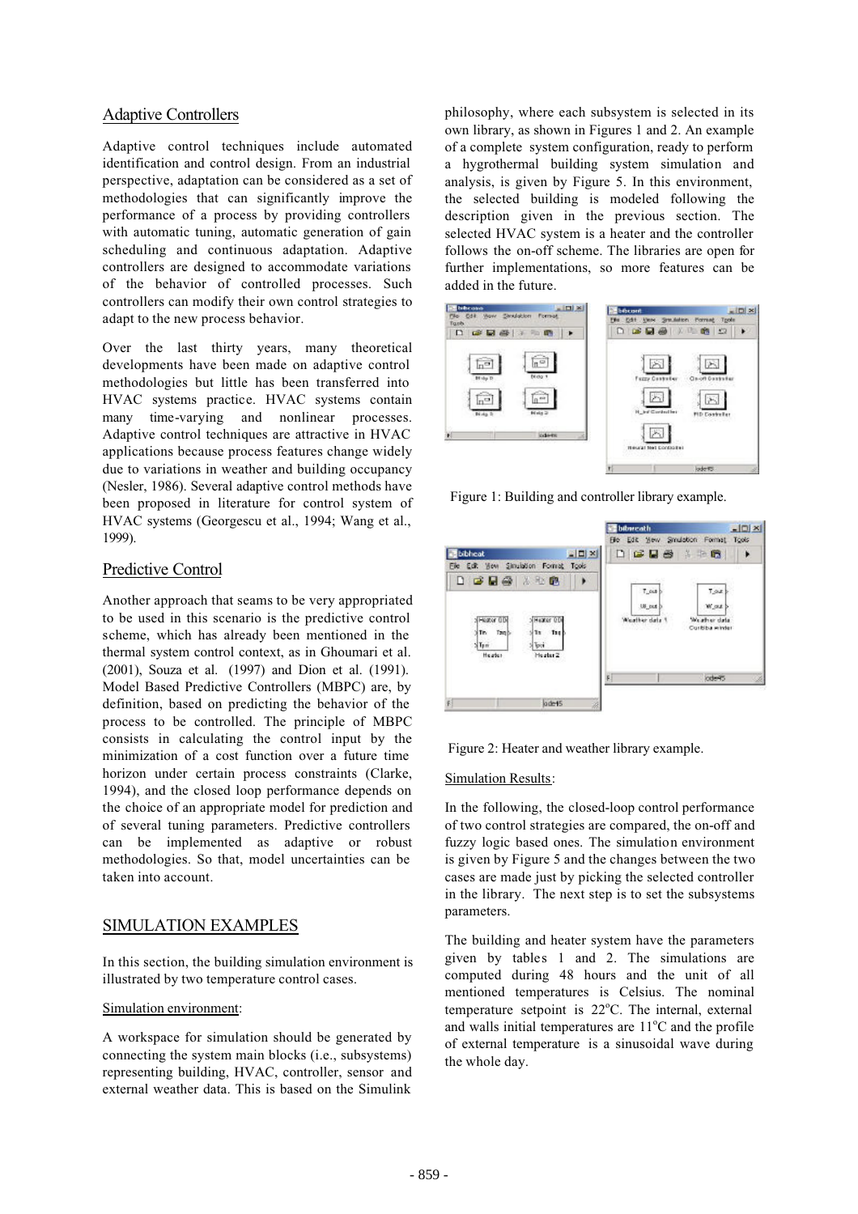## Adaptive Controllers

Adaptive control techniques include automated identification and control design. From an industrial perspective, adaptation can be considered as a set of methodologies that can significantly improve the performance of a process by providing controllers with automatic tuning, automatic generation of gain scheduling and continuous adaptation. Adaptive controllers are designed to accommodate variations of the behavior of controlled processes. Such controllers can modify their own control strategies to adapt to the new process behavior.

Over the last thirty years, many theoretical developments have been made on adaptive control methodologies but little has been transferred into HVAC systems practice. HVAC systems contain many time-varying and nonlinear processes. Adaptive control techniques are attractive in HVAC applications because process features change widely due to variations in weather and building occupancy (Nesler, 1986). Several adaptive control methods have been proposed in literature for control system of HVAC systems (Georgescu et al., 1994; Wang et al., 1999).

## Predictive Control

Another approach that seams to be very appropriated to be used in this scenario is the predictive control scheme, which has already been mentioned in the thermal system control context, as in Ghoumari et al. (2001), Souza et al. (1997) and Dion et al. (1991). Model Based Predictive Controllers (MBPC) are, by definition, based on predicting the behavior of the process to be controlled. The principle of MBPC consists in calculating the control input by the minimization of a cost function over a future time horizon under certain process constraints (Clarke, 1994), and the closed loop performance depends on the choice of an appropriate model for prediction and of several tuning parameters. Predictive controllers can be implemented as adaptive or robust methodologies. So that, model uncertainties can be taken into account.

# SIMULATION EXAMPLES

In this section, the building simulation environment is illustrated by two temperature control cases.

### Simulation environment:

A workspace for simulation should be generated by connecting the system main blocks (i.e., subsystems) representing building, HVAC, controller, sensor and external weather data. This is based on the Simulink philosophy, where each subsystem is selected in its own library, as shown in Figures 1 and 2. An example of a complete system configuration, ready to perform a hygrothermal building system simulation and analysis, is given by Figure 5. In this environment, the selected building is modeled following the description given in the previous section. The selected HVAC system is a heater and the controller follows the on-off scheme. The libraries are open for further implementations, so more features can be added in the future.

Figure 1: Building and controller library example.

Figure 2: Heater and weather library example.

### Simulation Results:

In the following, the closed-loop control performance of two control strategies are compared, the on-off and fuzzy logic based ones. The simulation environment is given by Figure 5 and the changes between the two cases are made just by picking the selected controller in the library. The next step is to set the subsystems parameters.

The building and heater system have the parameters given by tables 1 and 2. The simulations are computed during 48 hours and the unit of all mentioned temperatures is Celsius. The nominal temperature setpoint is 22°C. The internal, external and walls initial temperatures are 11°C and the profile of external temperature is a sinusoidal wave during the whole day.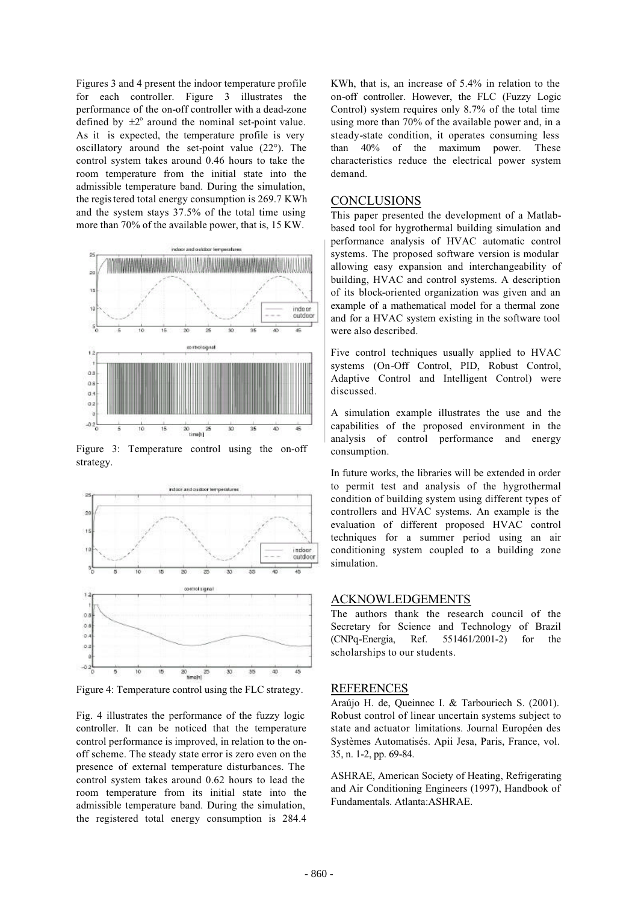Figures 3 and 4 present the indoor temperature profile for each controller. Figure 3 illustrates the performance of the on-off controller with a dead-zone defined by $\pm 2^{o}$ around the nominal set-point value. As it is expected, the temperature profile is very oscillatory around the set-point value (22°). The control system takes around 0.46 hours to take the room temperature from the initial state into the admissible temperature band. During the simulation, the registered total energy consumption is 269.7 KWh and the system stays 37.5% of the total time using more than 70% of the available power, that is, 15 KW.

Figure 3: Temperature control using the on-off strategy.

Figure 4: Temperature control using the FLC strategy.

Fig. 4 illustrates the performance of the fuzzy logic controller. It can be noticed that the temperature control performance is improved, in relation to the on-off scheme. The steady state error is zero even on the presence of external temperature disturbances. The control system takes around 0.62 hours to lead the room temperature from its initial state into the admissible temperature band. During the simulation, the registered total energy consumption is 284.4 KWh, that is, an increase of 5.4% in relation to the on-off controller. However, the FLC (Fuzzy Logic Control) system requires only 8.7% of the total time using more than 70% of the available power and, in a steady-state condition, it operates consuming less than 40% of the maximum power. These characteristics reduce the electrical power system demand.

## CONCLUSIONS

This paper presented the development of a Matlab-based tool for hygrothermal building simulation and performance analysis of HVAC automatic control systems. The proposed software version is modular allowing easy expansion and interchangeability of building, HVAC and control systems. A description of its block-oriented organization was given and an example of a mathematical model for a thermal zone and for a HVAC system existing in the software tool were also described.

Five control techniques usually applied to HVAC systems (On-Off Control, PID, Robust Control, Adaptive Control and Intelligent Control) were discussed.

A simulation example illustrates the use and the capabilities of the proposed environment in the analysis of control performance and energy consumption.

In future works, the libraries will be extended in order to permit test and analysis of the hygrothermal condition of building system using different types of controllers and HVAC systems. An example is the evaluation of different proposed HVAC control techniques for a summer period using an air conditioning system coupled to a building zone simulation.

## ACKNOWLEDGEMENTS

The authors thank the research council of the Secretary for Science and Technology of Brazil (CNPq-Energia, Ref. 551461/2001-2) for the scholarships to our students.

## REFERENCES

Araújo H. de, Queinnec I. & Tarbouriech S. (2001). Robust control of linear uncertain systems subject to state and actuator limitations. Journal Européen des Systèmes Automatisés. Apii Jesa, Paris, France, vol. 35, n. 1-2, pp. 69-84.

ASHRAE, American Society of Heating, Refrigerating and Air Conditioning Engineers (1997), Handbook of Fundamentals. Atlanta:ASHRAE.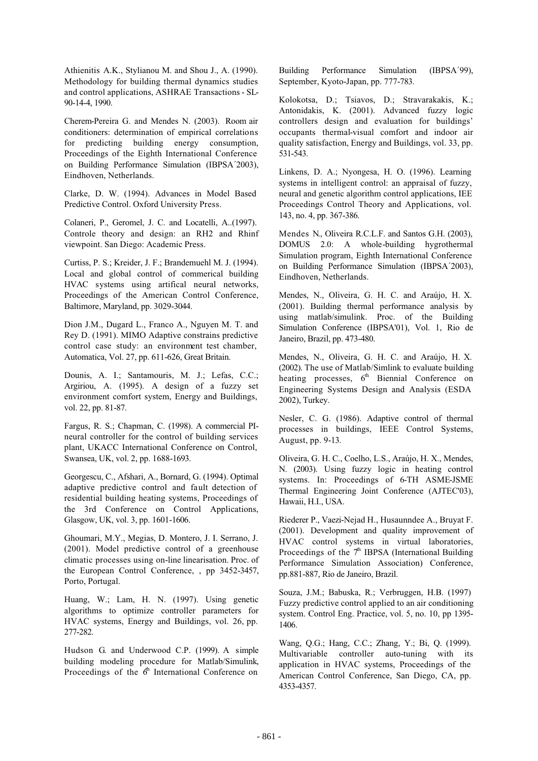Athienitis A.K., Stylianou M. and Shou J., A. (1990). Methodology for building thermal dynamics studies and control applications, ASHRAE Transactions - SL-90-14-4, 1990.

Cherem-Pereira G. and Mendes N. (2003). Room air conditioners: determination of empirical correlations for predicting building energy consumption, Proceedings of the Eighth International Conference on Building Performance Simulation (IBPSA´2003), Eindhoven, Netherlands.

Clarke, D. W. (1994). Advances in Model Based Predictive Control. Oxford University Press.

Colaneri, P., Geromel, J. C. and Locatelli, A..(1997). Controle theory and design: an RH2 and Rhinf viewpoint. San Diego: Academic Press.

Curtiss, P. S.; Kreider, J. F.; Brandemuehl M. J. (1994). Local and global control of commerical building HVAC systems using artifical neural networks, Proceedings of the American Control Conference, Baltimore, Maryland, pp. 3029-3044.

Dion J.M., Dugard L., Franco A., Nguyen M. T. and Rey D. (1991). MIMO Adaptive constrains predictive control case study: an environment test chamber, Automatica, Vol. 27, pp. 611-626, Great Britain.

Dounis, A. I.; Santamouris, M. J.; Lefas, C.C.; Argiriou, A. (1995). A design of a fuzzy set environment comfort system, Energy and Buildings, vol. 22, pp. 81-87.

Fargus, R. S.; Chapman, C. (1998). A commercial PI-neural controller for the control of building services plant, UKACC International Conference on Control, Swansea, UK, vol. 2, pp. 1688-1693.

Georgescu, C., Afshari, A., Bornard, G. (1994). Optimal adaptive predictive control and fault detection of residential building heating systems, Proceedings of the 3rd Conference on Control Applications, Glasgow, UK, vol. 3, pp. 1601-1606.

Ghoumari, M.Y., Megias, D. Montero, J. I. Serrano, J. (2001). Model predictive control of a greenhouse climatic processes using on-line linearisation. Proc. of the European Control Conference, , pp 3452-3457, Porto, Portugal.

Huang, W.; Lam, H. N. (1997). Using genetic algorithms to optimize controller parameters for HVAC systems, Energy and Buildings, vol. 26, pp. 277-282.

Hudson G. and Underwood C.P. (1999). A simple building modeling procedure for Matlab/Simulink, Proceedings of the 6th International Conference on Building Performance Simulation (IBPSA´99), September, Kyoto-Japan, pp. 777-783.

Kolokotsa, D.; Tsiavos, D.; Stravarakakis, K.; Antonidakis, K. (2001). Advanced fuzzy logic controllers design and evaluation for buildings' occupants thermal-visual comfort and indoor air quality satisfaction, Energy and Buildings, vol. 33, pp. 531-543.

Linkens, D. A.; Nyongesa, H. O. (1996). Learning systems in intelligent control: an appraisal of fuzzy, neural and genetic algorithm control applications, IEE Proceedings Control Theory and Applications, vol. 143, no. 4, pp. 367-386.

Mendes N., Oliveira R.C.L.F. and Santos G.H. (2003), DOMUS 2.0: A whole-building hygrothermal Simulation program, Eighth International Conference on Building Performance Simulation (IBPSA´2003), Eindhoven, Netherlands.

Mendes, N., Oliveira, G. H. C. and Araújo, H. X. (2001). Building thermal performance analysis by using matlab/simulink. Proc. of the Building Simulation Conference (IBPSA'01), Vol. 1, Rio de Janeiro, Brazil, pp. 473-480.

Mendes, N., Oliveira, G. H. C. and Araújo, H. X. (2002). The use of Matlab/Simlink to evaluate building heating processes, 6th Biennial Conference on Engineering Systems Design and Analysis (ESDA 2002), Turkey.

Nesler, C. G. (1986). Adaptive control of thermal processes in buildings, IEEE Control Systems, August, pp. 9-13.

Oliveira, G. H. C., Coelho, L.S., Araújo, H. X., Mendes, N. (2003). Using fuzzy logic in heating control systems. In: Proceedings of 6-TH ASME-JSME Thermal Engineering Joint Conference (AJTEC'03), Hawaii, H.I., USA.

Riederer P., Vaezi-Nejad H., Husaunndee A., Bruyat F. (2001). Development and quality improvement of HVAC control systems in virtual laboratories, Proceedings of the 7th IBPSA (International Building Performance Simulation Association) Conference, pp.881-887, Rio de Janeiro, Brazil.

Souza, J.M.; Babuska, R.; Verbruggen, H.B. (1997) Fuzzy predictive control applied to an air conditioning system. Control Eng. Practice, vol. 5, no. 10, pp 1395-1406.

Wang, Q.G.; Hang, C.C.; Zhang, Y.; Bi, Q. (1999). Multivariable controller auto-tuning with its application in HVAC systems, Proceedings of the American Control Conference, San Diego, CA, pp. 4353-4357.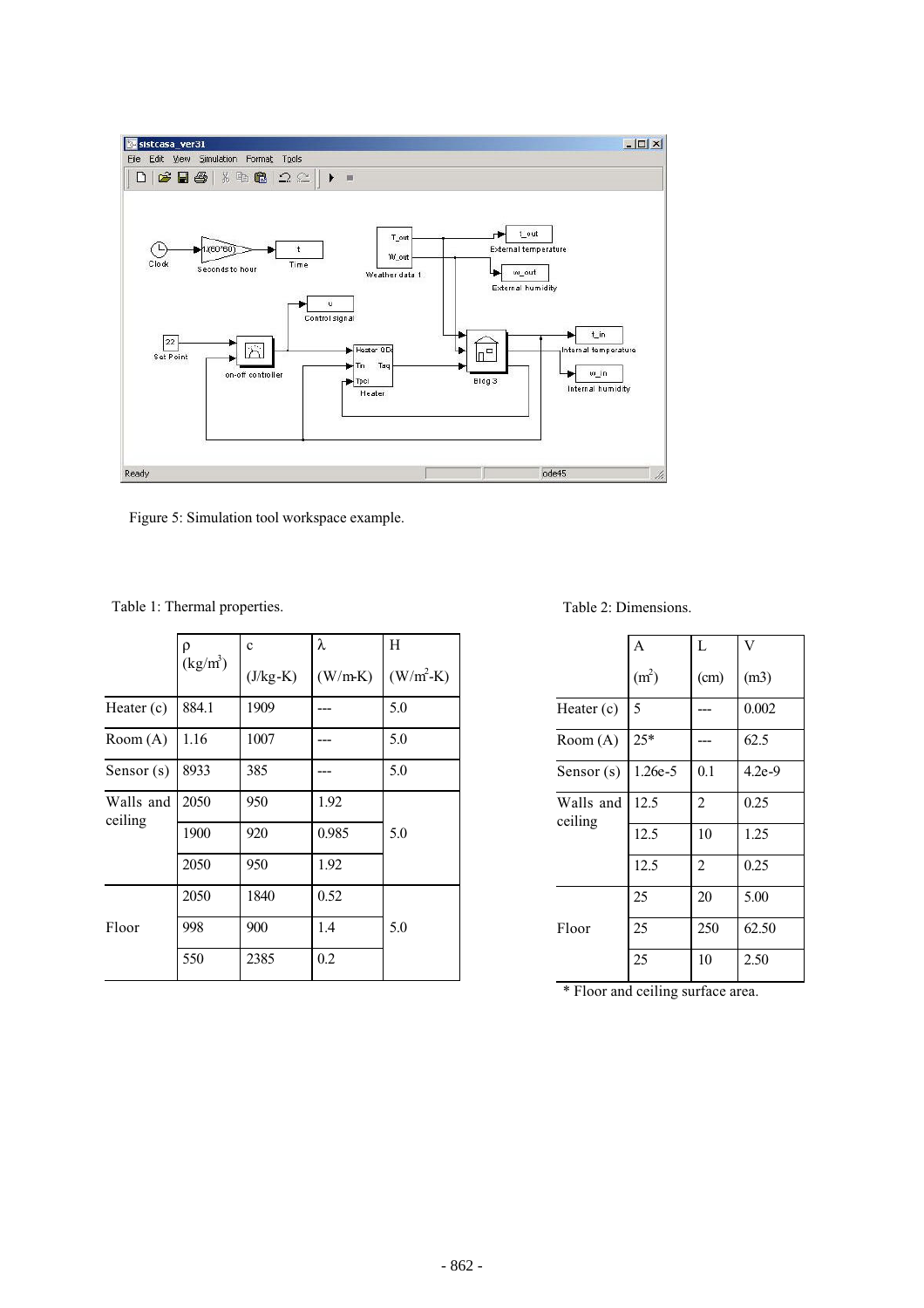Figure 5: Simulation tool workspace example.

Table 1: Thermal properties.

| | ρ ($kg/m^3$) | c (J/kg-K) | λ (W/m-K) | H ($W/m^2$-K) |
|---|---|---|---|---|
| Heater (c) | 884.1 | 1909 | --- | 5.0 |
| Room (A) | 1.16 | 1007 | --- | 5.0 |
| Sensor (s) | 8933 | 385 | --- | 5.0 |
| Walls and ceiling | 2050 | 950 | 1.92 | 5.0 |
| | 1900 | 920 | 0.985 | |
| | 2050 | 950 | 1.92 | |
| Floor | 2050 | 1840 | 0.52 | 5.0 |
| | 998 | 900 | 1.4 | |
| | 550 | 2385 | 0.2 | |

Table 2: Dimensions.

| | A ($m^2$) | L (cm) | V (m3) |
|---|---|---|---|
| Heater (c) | 5 | --- | 0.002 |
| Room (A) | 25* | --- | 62.5 |
| Sensor (s) | 1.26e-5 | 0.1 | 4.2e-9 |
| Walls and ceiling | 12.5 | 2 | 0.25 |
| | 12.5 | 10 | 1.25 |
| | 12.5 | 2 | 0.25 |
| Floor | 25 | 20 | 5.00 |
| | 25 | 250 | 62.50 |
| | 25 | 10 | 2.50 |

* Floor and ceiling surface area.